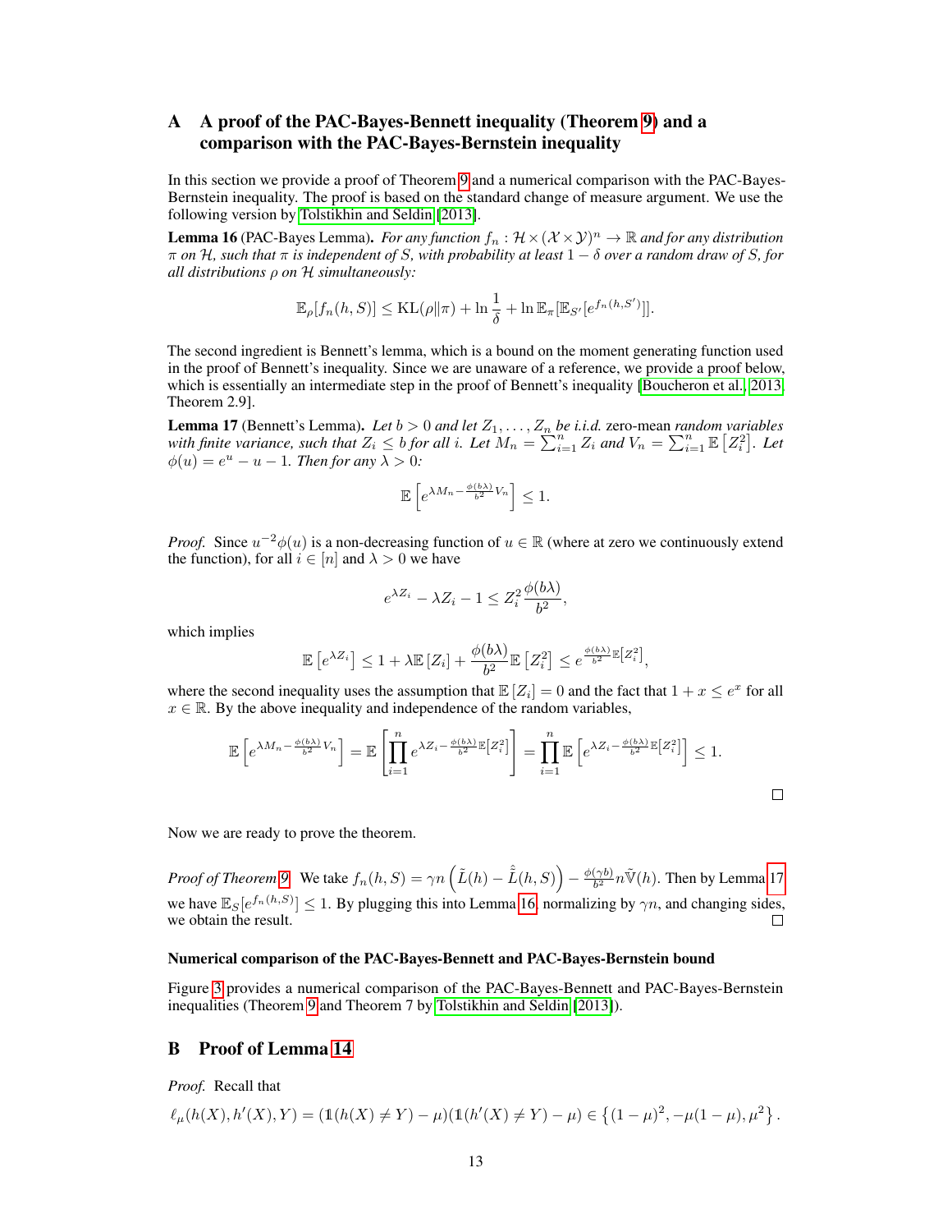## A A proof of the PAC-Bayes-Bennett inequality (Theorem 9) and a comparison with the PAC-Bayes-Bernstein inequality

In this section we provide a proof of Theorem 9 and a numerical comparison with the PAC-Bayes-Bernstein inequality. The proof is based on the standard change of measure argument. We use the following version by Tolstikhin and Seldin [2013].

**Lemma 16** (PAC-Bayes Lemma). *For any function $f_n : \mathcal{H} \times (\mathcal{X} \times \mathcal{Y})^n \to \mathbb{R}$ and for any distribution $\pi$ on $\mathcal{H}$, such that $\pi$ is independent of $S$, with probability at least $1 - \delta$ over a random draw of $S$, for all distributions $\rho$ on $\mathcal{H}$ simultaneously:*

$$\mathbb{E}_\rho[f_n(h, S)] \leq \mathrm{KL}(\rho \| \pi) + \ln \frac{1}{\delta} + \ln \mathbb{E}_\pi[\mathbb{E}_{S'}[e^{f_n(h,S')}]].$$

The second ingredient is Bennett's lemma, which is a bound on the moment generating function used in the proof of Bennett's inequality. Since we are unaware of a reference, we provide a proof below, which is essentially an intermediate step in the proof of Bennett's inequality [Boucheron et al., 2013, Theorem 2.9].

**Lemma 17** (Bennett's Lemma). *Let $b > 0$ and let $Z_1, \dots, Z_n$ be i.i.d.* zero-mean *random variables with finite variance, such that $Z_i \leq b$ for all $i$. Let $M_n = \sum_{i=1}^n Z_i$ and $V_n = \sum_{i=1}^n \mathbb{E}\left[Z_i^2\right]$. Let $\phi(u) = e^u - u - 1$. Then for any $\lambda > 0$:*

$$\mathbb{E}\left[e^{\lambda M_n - \frac{\phi(b\lambda)}{b^2} V_n}\right] \leq 1.$$

*Proof.* Since $u^{-2}\phi(u)$ is a non-decreasing function of $u \in \mathbb{R}$ (where at zero we continuously extend the function), for all $i \in [n]$ and $\lambda > 0$ we have

$$e^{\lambda Z_i} - \lambda Z_i - 1 \leq Z_i^2 \frac{\phi(b\lambda)}{b^2},$$

which implies

$$\mathbb{E}\left[e^{\lambda Z_i}\right] \leq 1 + \lambda \mathbb{E}\left[Z_i\right] + \frac{\phi(b\lambda)}{b^2} \mathbb{E}\left[Z_i^2\right] \leq e^{\frac{\phi(b\lambda)}{b^2} \mathbb{E}\left[Z_i^2\right]},$$

where the second inequality uses the assumption that $\mathbb{E}\left[Z_i\right] = 0$ and the fact that $1 + x \leq e^x$ for all $x \in \mathbb{R}$. By the above inequality and independence of the random variables,

$$\mathbb{E}\left[e^{\lambda M_n - \frac{\phi(b\lambda)}{b^2} V_n}\right] = \mathbb{E}\left[\prod_{i=1}^n e^{\lambda Z_i - \frac{\phi(b\lambda)}{b^2} \mathbb{E}\left[Z_i^2\right]}\right] = \prod_{i=1}^n \mathbb{E}\left[e^{\lambda Z_i - \frac{\phi(b\lambda)}{b^2} \mathbb{E}\left[Z_i^2\right]}\right] \leq 1.$$

□

Now we are ready to prove the theorem.

*Proof of Theorem 9.* We take $f_n(h, S) = \gamma n \left(\tilde{L}(h) - \hat{\tilde{L}}(h, S)\right) - \frac{\phi(\gamma b)}{b^2} n \tilde{\mathbb{V}}(h)$. Then by Lemma 17 we have $\mathbb{E}_S[e^{f_n(h,S)}] \leq 1$. By plugging this into Lemma 16, normalizing by $\gamma n$, and changing sides, we obtain the result. □

#### Numerical comparison of the PAC-Bayes-Bennett and PAC-Bayes-Bernstein bound

Figure 3 provides a numerical comparison of the PAC-Bayes-Bennett and PAC-Bayes-Bernstein inequalities (Theorem 9 and Theorem 7 by Tolstikhin and Seldin [2013]).

## B Proof of Lemma 14

*Proof.* Recall that

$$\ell_\mu(h(X), h'(X), Y) = (\mathbb{1}(h(X) \neq Y) - \mu)(\mathbb{1}(h'(X) \neq Y) - \mu) \in \left\{(1 - \mu)^2, -\mu(1 - \mu), \mu^2\right\}.$$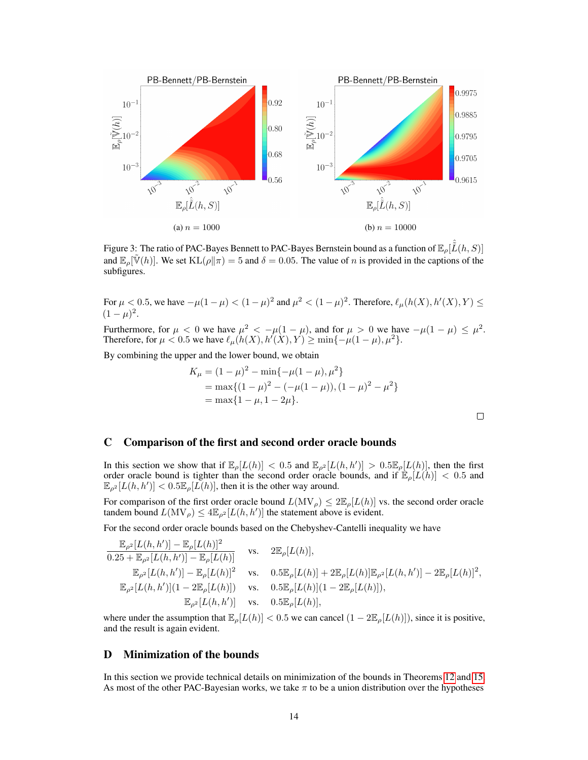Figure 3: The ratio of PAC-Bayes Bennett to PAC-Bayes Bernstein bound as a function of $\mathbb{E}_\rho[\hat{\tilde{L}}(h,S)]$ and $\mathbb{E}_\rho[\tilde{\mathbb{V}}(h)]$. We set $\mathrm{KL}(\rho\|\pi) = 5$ and $\delta = 0.05$. The value of $n$ is provided in the captions of the subfigures.

(a) $n = 1000$

(b) $n = 10000$

For $\mu < 0.5$, we have $-\mu(1-\mu) < (1-\mu)^2$ and $\mu^2 < (1-\mu)^2$. Therefore, $\ell_\mu(h(X), h'(X), Y) \leq (1-\mu)^2$.

Furthermore, for $\mu < 0$ we have $\mu^2 < -\mu(1-\mu)$, and for $\mu > 0$ we have $-\mu(1-\mu) \leq \mu^2$. Therefore, for $\mu < 0.5$ we have $\ell_\mu(h(X), h'(X), Y) \geq \min\{-\mu(1-\mu), \mu^2\}$.

By combining the upper and the lower bound, we obtain

$$
\begin{aligned}
K_\mu &= (1-\mu)^2 - \min\{-\mu(1-\mu), \mu^2\} \\
&= \max\{(1-\mu)^2 - (-\mu(1-\mu)), (1-\mu)^2 - \mu^2\} \\
&= \max\{1-\mu, 1-2\mu\}.
\end{aligned}
$$

□

## C Comparison of the first and second order oracle bounds

In this section we show that if $\mathbb{E}_\rho[L(h)] < 0.5$ and $\mathbb{E}_{\rho^2}[L(h,h')] > 0.5\mathbb{E}_\rho[L(h)]$, then the first order oracle bound is tighter than the second order oracle bounds, and if $\mathbb{E}_\rho[L(h)] < 0.5$ and $\mathbb{E}_{\rho^2}[L(h,h')] < 0.5\mathbb{E}_\rho[L(h)]$, then it is the other way around.

For comparison of the first order oracle bound $L(\mathrm{MV}_\rho) \leq 2\mathbb{E}_\rho[L(h)]$ vs. the second order oracle tandem bound $L(\mathrm{MV}_\rho) \leq 4\mathbb{E}_{\rho^2}[L(h,h')]$ the statement above is evident.

For the second order oracle bounds based on the Chebyshev-Cantelli inequality we have

$$
\begin{aligned}
\frac{\mathbb{E}_{\rho^2}[L(h,h')] - \mathbb{E}_\rho[L(h)]^2}{0.25 + \mathbb{E}_{\rho^2}[L(h,h')] - \mathbb{E}_\rho[L(h)]} \quad &\text{vs.} \quad 2\mathbb{E}_\rho[L(h)], \\
\mathbb{E}_{\rho^2}[L(h,h')] - \mathbb{E}_\rho[L(h)]^2 \quad &\text{vs.} \quad 0.5\mathbb{E}_\rho[L(h)] + 2\mathbb{E}_\rho[L(h)]\mathbb{E}_{\rho^2}[L(h,h')] - 2\mathbb{E}_\rho[L(h)]^2, \\
\mathbb{E}_{\rho^2}[L(h,h')](1 - 2\mathbb{E}_\rho[L(h)]) \quad &\text{vs.} \quad 0.5\mathbb{E}_\rho[L(h)](1 - 2\mathbb{E}_\rho[L(h)]), \\
\mathbb{E}_{\rho^2}[L(h,h')] \quad &\text{vs.} \quad 0.5\mathbb{E}_\rho[L(h)],
\end{aligned}
$$

where under the assumption that $\mathbb{E}_\rho[L(h)] < 0.5$ we can cancel $(1 - 2\mathbb{E}_\rho[L(h)])$, since it is positive, and the result is again evident.

## D Minimization of the bounds

In this section we provide technical details on minimization of the bounds in Theorems 12 and 15. As most of the other PAC-Bayesian works, we take $\pi$ to be a union distribution over the hypotheses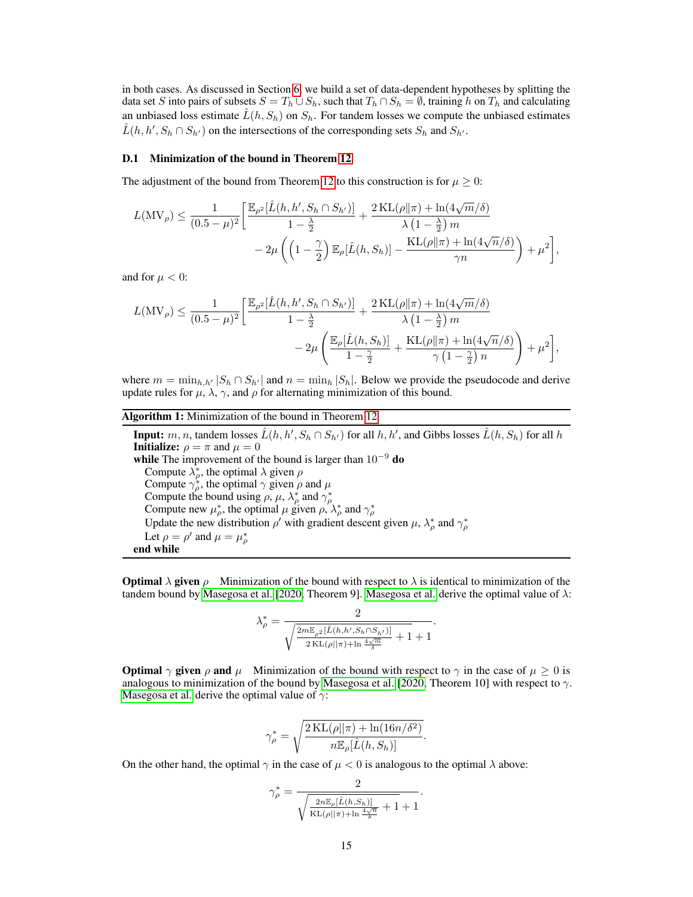in both cases. As discussed in Section 6, we build a set of data-dependent hypotheses by splitting the data set $S$ into pairs of subsets $S = T_h \cup S_h$, such that $T_h \cap S_h = \emptyset$, training $h$ on $T_h$ and calculating an unbiased loss estimate $\hat{L}(h, S_h)$ on $S_h$. For tandem losses we compute the unbiased estimates $\hat{L}(h, h', S_h \cap S_{h'})$ on the intersections of the corresponding sets $S_h$ and $S_{h'}$.

### D.1 Minimization of the bound in Theorem 12

The adjustment of the bound from Theorem 12 to this construction is for $\mu \geq 0$:

$$L(\mathrm{MV}_\rho) \leq \frac{1}{(0.5-\mu)^2}\Bigg[\frac{\mathbb{E}_{\rho^2}[\hat{L}(h,h',S_h\cap S_{h'})]}{1-\frac{\lambda}{2}} + \frac{2\,\mathrm{KL}(\rho\|\pi)+\ln(4\sqrt{m}/\delta)}{\lambda\left(1-\frac{\lambda}{2}\right)m} - 2\mu\left(\left(1-\frac{\gamma}{2}\right)\mathbb{E}_\rho[\hat{L}(h,S_h)] - \frac{\mathrm{KL}(\rho\|\pi)+\ln(4\sqrt{n}/\delta)}{\gamma n}\right) + \mu^2\Bigg],$$

and for $\mu < 0$:

$$L(\mathrm{MV}_\rho) \leq \frac{1}{(0.5-\mu)^2}\Bigg[\frac{\mathbb{E}_{\rho^2}[\hat{L}(h,h',S_h\cap S_{h'})]}{1-\frac{\lambda}{2}} + \frac{2\,\mathrm{KL}(\rho\|\pi)+\ln(4\sqrt{m}/\delta)}{\lambda\left(1-\frac{\lambda}{2}\right)m} - 2\mu\left(\frac{\mathbb{E}_\rho[\hat{L}(h,S_h)]}{1-\frac{\gamma}{2}} + \frac{\mathrm{KL}(\rho\|\pi)+\ln(4\sqrt{n}/\delta)}{\gamma\left(1-\frac{\gamma}{2}\right)n}\right) + \mu^2\Bigg],$$

where $m = \min_{h,h'}|S_h \cap S_{h'}|$ and $n = \min_h |S_h|$. Below we provide the pseudocode and derive update rules for $\mu$, $\lambda$, $\gamma$, and $\rho$ for alternating minimization of this bound.

**Algorithm 1:** Minimization of the bound in Theorem 12

**Input:** $m, n$, tandem losses $\hat{L}(h, h', S_h \cap S_{h'})$ for all $h, h'$, and Gibbs losses $\hat{L}(h, S_h)$ for all $h$
**Initialize:** $\rho = \pi$ and $\mu = 0$
**while** The improvement of the bound is larger than $10^{-9}$ **do**
  Compute $\lambda^*_\rho$, the optimal $\lambda$ given $\rho$
  Compute $\gamma^*_\rho$, the optimal $\gamma$ given $\rho$ and $\mu$
  Compute the bound using $\rho$, $\mu$, $\lambda^*_\rho$ and $\gamma^*_\rho$
  Compute new $\mu^*_\rho$, the optimal $\mu$ given $\rho$, $\lambda^*_\rho$ and $\gamma^*_\rho$
  Update the new distribution $\rho'$ with gradient descent given $\mu$, $\lambda^*_\rho$ and $\gamma^*_\rho$
  Let $\rho = \rho'$ and $\mu = \mu^*_\rho$
**end while**

**Optimal $\lambda$ given $\rho$** Minimization of the bound with respect to $\lambda$ is identical to minimization of the tandem bound by Masegosa et al. [2020, Theorem 9]. Masegosa et al. derive the optimal value of $\lambda$:

$$\lambda^*_\rho = \frac{2}{\sqrt{\frac{2m\mathbb{E}_{\rho^2}[\hat{L}(h,h',S_h\cap S_{h'})]}{2\,\mathrm{KL}(\rho\|\pi)+\ln\frac{4\sqrt{m}}{\delta}}+1}+1}.$$

**Optimal $\gamma$ given $\rho$ and $\mu$** Minimization of the bound with respect to $\gamma$ in the case of $\mu \geq 0$ is analogous to minimization of the bound by Masegosa et al. [2020, Theorem 10] with respect to $\gamma$. Masegosa et al. derive the optimal value of $\gamma$:

$$\gamma^*_\rho = \sqrt{\frac{2\,\mathrm{KL}(\rho\|\pi)+\ln(16n/\delta^2)}{n\mathbb{E}_\rho[\hat{L}(h,S_h)]}}.$$

On the other hand, the optimal $\gamma$ in the case of $\mu < 0$ is analogous to the optimal $\lambda$ above:

$$\gamma^*_\rho = \frac{2}{\sqrt{\frac{2n\mathbb{E}_\rho[\hat{L}(h,S_h)]}{\mathrm{KL}(\rho\|\pi)+\ln\frac{4\sqrt{n}}{\delta}}+1}+1}.$$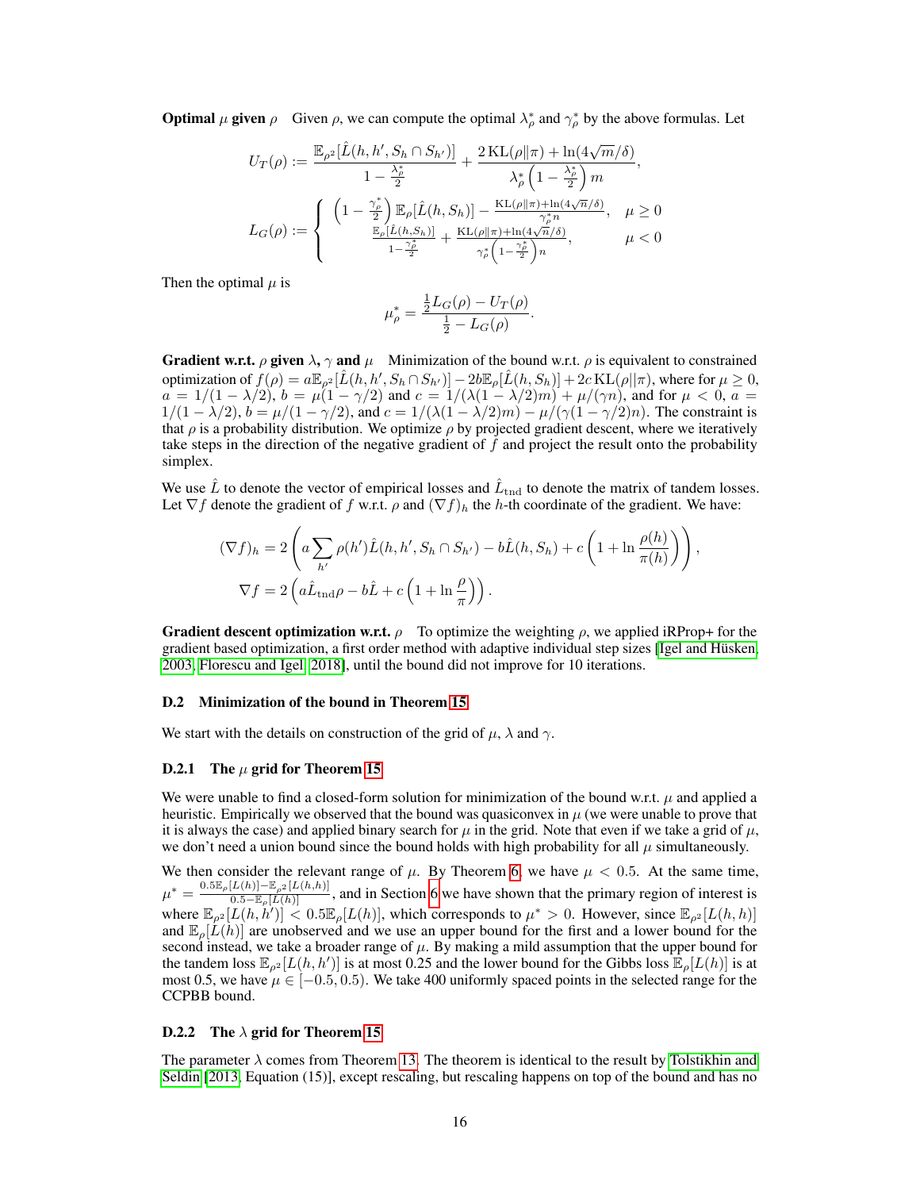**Optimal $\mu$ given $\rho$** Given $\rho$, we can compute the optimal $\lambda^*_\rho$ and $\gamma^*_\rho$ by the above formulas. Let

$$U_T(\rho) := \frac{\mathbb{E}_{\rho^2}[\hat{L}(h,h',S_h \cap S_{h'})]}{1-\frac{\lambda^*_\rho}{2}} + \frac{2\,\mathrm{KL}(\rho\|\pi) + \ln(4\sqrt{m}/\delta)}{\lambda^*_\rho\left(1-\frac{\lambda^*_\rho}{2}\right)m},$$

$$L_G(\rho) := \begin{cases} \left(1-\frac{\gamma^*_\rho}{2}\right)\mathbb{E}_\rho[\hat{L}(h,S_h)] - \frac{\mathrm{KL}(\rho\|\pi)+\ln(4\sqrt{n}/\delta)}{\gamma^*_\rho n}, & \mu \geq 0 \\ \frac{\mathbb{E}_\rho[\hat{L}(h,S_h)]}{1-\frac{\gamma^*_\rho}{2}} + \frac{\mathrm{KL}(\rho\|\pi)+\ln(4\sqrt{n}/\delta)}{\gamma^*_\rho\left(1-\frac{\gamma^*_\rho}{2}\right)n}, & \mu < 0 \end{cases}$$

Then the optimal $\mu$ is

$$\mu^*_\rho = \frac{\frac{1}{2}L_G(\rho) - U_T(\rho)}{\frac{1}{2} - L_G(\rho)}.$$

**Gradient w.r.t. $\rho$ given $\lambda$, $\gamma$ and $\mu$** Minimization of the bound w.r.t. $\rho$ is equivalent to constrained optimization of $f(\rho) = a\mathbb{E}_{\rho^2}[\hat{L}(h,h',S_h\cap S_{h'})] - 2b\mathbb{E}_\rho[\hat{L}(h,S_h)] + 2c\,\mathrm{KL}(\rho\|\pi)$, where for $\mu \geq 0$, $a = 1/(1-\lambda/2)$, $b = \mu(1-\gamma/2)$ and $c = 1/(\lambda(1-\lambda/2)m) + \mu/(\gamma n)$, and for $\mu < 0$, $a = 1/(1-\lambda/2)$, $b = \mu/(1-\gamma/2)$, and $c = 1/(\lambda(1-\lambda/2)m) - \mu/(\gamma(1-\gamma/2)n)$. The constraint is that $\rho$ is a probability distribution. We optimize $\rho$ by projected gradient descent, where we iteratively take steps in the direction of the negative gradient of $f$ and project the result onto the probability simplex.

We use $\hat{L}$ to denote the vector of empirical losses and $\hat{L}_{\mathrm{tnd}}$ to denote the matrix of tandem losses. Let $\nabla f$ denote the gradient of $f$ w.r.t. $\rho$ and $(\nabla f)_h$ the $h$-th coordinate of the gradient. We have:

$$(\nabla f)_h = 2\left(a\sum_{h'}\rho(h')\hat{L}(h,h',S_h\cap S_{h'}) - b\hat{L}(h,S_h) + c\left(1+\ln\frac{\rho(h)}{\pi(h)}\right)\right),$$

$$\nabla f = 2\left(a\hat{L}_{\mathrm{tnd}}\rho - b\hat{L} + c\left(1+\ln\frac{\rho}{\pi}\right)\right).$$

**Gradient descent optimization w.r.t. $\rho$** To optimize the weighting $\rho$, we applied iRProp+ for the gradient based optimization, a first order method with adaptive individual step sizes [Igel and Hüsken, 2003, Florescu and Igel, 2018], until the bound did not improve for 10 iterations.

### D.2 Minimization of the bound in Theorem 15

We start with the details on construction of the grid of $\mu$, $\lambda$ and $\gamma$.

#### D.2.1 The $\mu$ grid for Theorem 15

We were unable to find a closed-form solution for minimization of the bound w.r.t. $\mu$ and applied a heuristic. Empirically we observed that the bound was quasiconvex in $\mu$ (we were unable to prove that it is always the case) and applied binary search for $\mu$ in the grid. Note that even if we take a grid of $\mu$, we don't need a union bound since the bound holds with high probability for all $\mu$ simultaneously.

We then consider the relevant range of $\mu$. By Theorem 6, we have $\mu < 0.5$. At the same time, $\mu^* = \frac{0.5\mathbb{E}_\rho[L(h)] - \mathbb{E}_{\rho^2}[L(h,h)]}{0.5 - \mathbb{E}_\rho[L(h)]}$, and in Section 6 we have shown that the primary region of interest is where $\mathbb{E}_{\rho^2}[L(h,h')] < 0.5\mathbb{E}_\rho[L(h)]$, which corresponds to $\mu^* > 0$. However, since $\mathbb{E}_{\rho^2}[L(h,h)]$ and $\mathbb{E}_\rho[L(h)]$ are unobserved and we use an upper bound for the first and a lower bound for the second instead, we take a broader range of $\mu$. By making a mild assumption that the upper bound for the tandem loss $\mathbb{E}_{\rho^2}[L(h,h')]$ is at most 0.25 and the lower bound for the Gibbs loss $\mathbb{E}_\rho[L(h)]$ is at most 0.5, we have $\mu \in [-0.5, 0.5)$. We take 400 uniformly spaced points in the selected range for the CCPBB bound.

#### D.2.2 The $\lambda$ grid for Theorem 15

The parameter $\lambda$ comes from Theorem 13. The theorem is identical to the result by Tolstikhin and Seldin [2013, Equation (15)], except rescaling, but rescaling happens on top of the bound and has no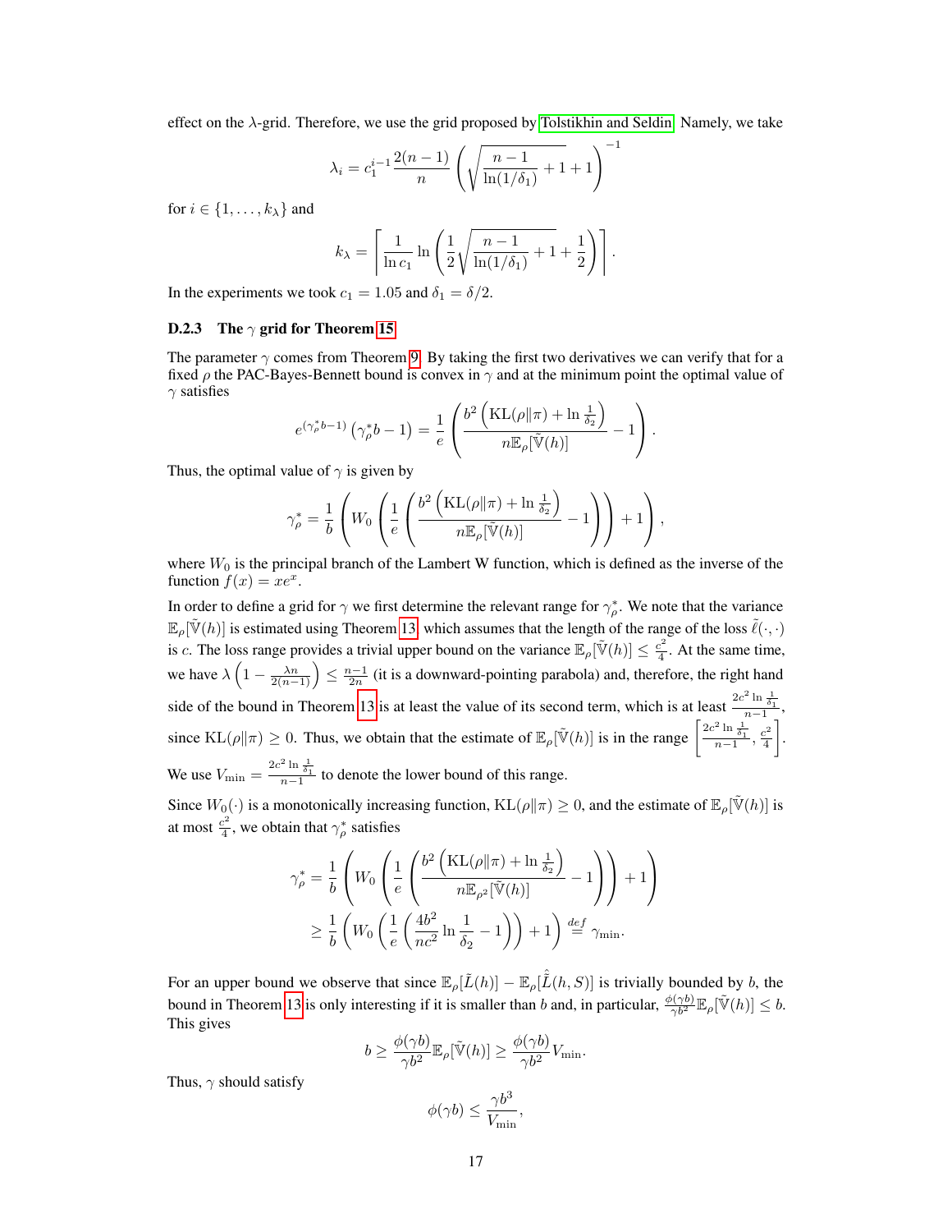effect on the $\lambda$-grid. Therefore, we use the grid proposed by Tolstikhin and Seldin. Namely, we take

$$\lambda_i = c_1^{i-1} \frac{2(n-1)}{n} \left( \sqrt{\frac{n-1}{\ln(1/\delta_1)} + 1} + 1 \right)^{-1}$$

for $i \in \{1, \dots, k_\lambda\}$ and

$$k_\lambda = \left\lceil \frac{1}{\ln c_1} \ln \left( \frac{1}{2} \sqrt{\frac{n-1}{\ln(1/\delta_1)} + 1} + \frac{1}{2} \right) \right\rceil.$$

In the experiments we took $c_1 = 1.05$ and $\delta_1 = \delta/2$.

### D.2.3 The $\gamma$ grid for Theorem 15

The parameter $\gamma$ comes from Theorem 9. By taking the first two derivatives we can verify that for a fixed $\rho$ the PAC-Bayes-Bennett bound is convex in $\gamma$ and at the minimum point the optimal value of $\gamma$ satisfies

$$e^{(\gamma_\rho^* b - 1)} \left( \gamma_\rho^* b - 1 \right) = \frac{1}{e} \left( \frac{b^2 \left( \mathrm{KL}(\rho \| \pi) + \ln \frac{1}{\delta_2} \right)}{n \mathbb{E}_\rho[\tilde{\mathbb{V}}(h)]} - 1 \right).$$

Thus, the optimal value of $\gamma$ is given by

$$\gamma_\rho^* = \frac{1}{b} \left( W_0 \left( \frac{1}{e} \left( \frac{b^2 \left( \mathrm{KL}(\rho \| \pi) + \ln \frac{1}{\delta_2} \right)}{n \mathbb{E}_\rho[\tilde{\mathbb{V}}(h)]} - 1 \right) \right) + 1 \right),$$

where $W_0$ is the principal branch of the Lambert W function, which is defined as the inverse of the function $f(x) = xe^x$.

In order to define a grid for $\gamma$ we first determine the relevant range for $\gamma_\rho^*$. We note that the variance $\mathbb{E}_\rho[\tilde{\mathbb{V}}(h)]$ is estimated using Theorem 13, which assumes that the length of the range of the loss $\tilde{\ell}(\cdot,\cdot)$ is $c$. The loss range provides a trivial upper bound on the variance $\mathbb{E}_\rho[\tilde{\mathbb{V}}(h)] \le \frac{c^2}{4}$. At the same time, we have $\lambda \left( 1 - \frac{\lambda n}{2(n-1)} \right) \le \frac{n-1}{2n}$ (it is a downward-pointing parabola) and, therefore, the right hand side of the bound in Theorem 13 is at least the value of its second term, which is at least $\frac{2c^2 \ln \frac{1}{\delta_1}}{n-1}$, since $\mathrm{KL}(\rho \| \pi) \ge 0$. Thus, we obtain that the estimate of $\mathbb{E}_\rho[\tilde{\mathbb{V}}(h)]$ is in the range $\left[ \frac{2c^2 \ln \frac{1}{\delta_1}}{n-1}, \frac{c^2}{4} \right]$. We use $V_{\min} = \frac{2c^2 \ln \frac{1}{\delta_1}}{n-1}$ to denote the lower bound of this range.

Since $W_0(\cdot)$ is a monotonically increasing function, $\mathrm{KL}(\rho \| \pi) \ge 0$, and the estimate of $\mathbb{E}_\rho[\tilde{\mathbb{V}}(h)]$ is at most $\frac{c^2}{4}$, we obtain that $\gamma_\rho^*$ satisfies

$$\begin{aligned}
\gamma_\rho^* &= \frac{1}{b} \left( W_0 \left( \frac{1}{e} \left( \frac{b^2 \left( \mathrm{KL}(\rho \| \pi) + \ln \frac{1}{\delta_2} \right)}{n \mathbb{E}_{\rho^2}[\tilde{\mathbb{V}}(h)]} - 1 \right) \right) + 1 \right) \\
&\ge \frac{1}{b} \left( W_0 \left( \frac{1}{e} \left( \frac{4b^2}{nc^2} \ln \frac{1}{\delta_2} - 1 \right) \right) + 1 \right) \stackrel{def}{=} \gamma_{\min}.
\end{aligned}$$

For an upper bound we observe that since $\mathbb{E}_\rho[\tilde{L}(h)] - \mathbb{E}_\rho[\hat{\tilde{L}}(h, S)]$ is trivially bounded by $b$, the bound in Theorem 13 is only interesting if it is smaller than $b$ and, in particular, $\frac{\phi(\gamma b)}{\gamma b^2} \mathbb{E}_\rho[\tilde{\mathbb{V}}(h)] \le b$. This gives

$$b \ge \frac{\phi(\gamma b)}{\gamma b^2} \mathbb{E}_\rho[\tilde{\mathbb{V}}(h)] \ge \frac{\phi(\gamma b)}{\gamma b^2} V_{\min}.$$

Thus, $\gamma$ should satisfy

$$\phi(\gamma b) \le \frac{\gamma b^3}{V_{\min}},$$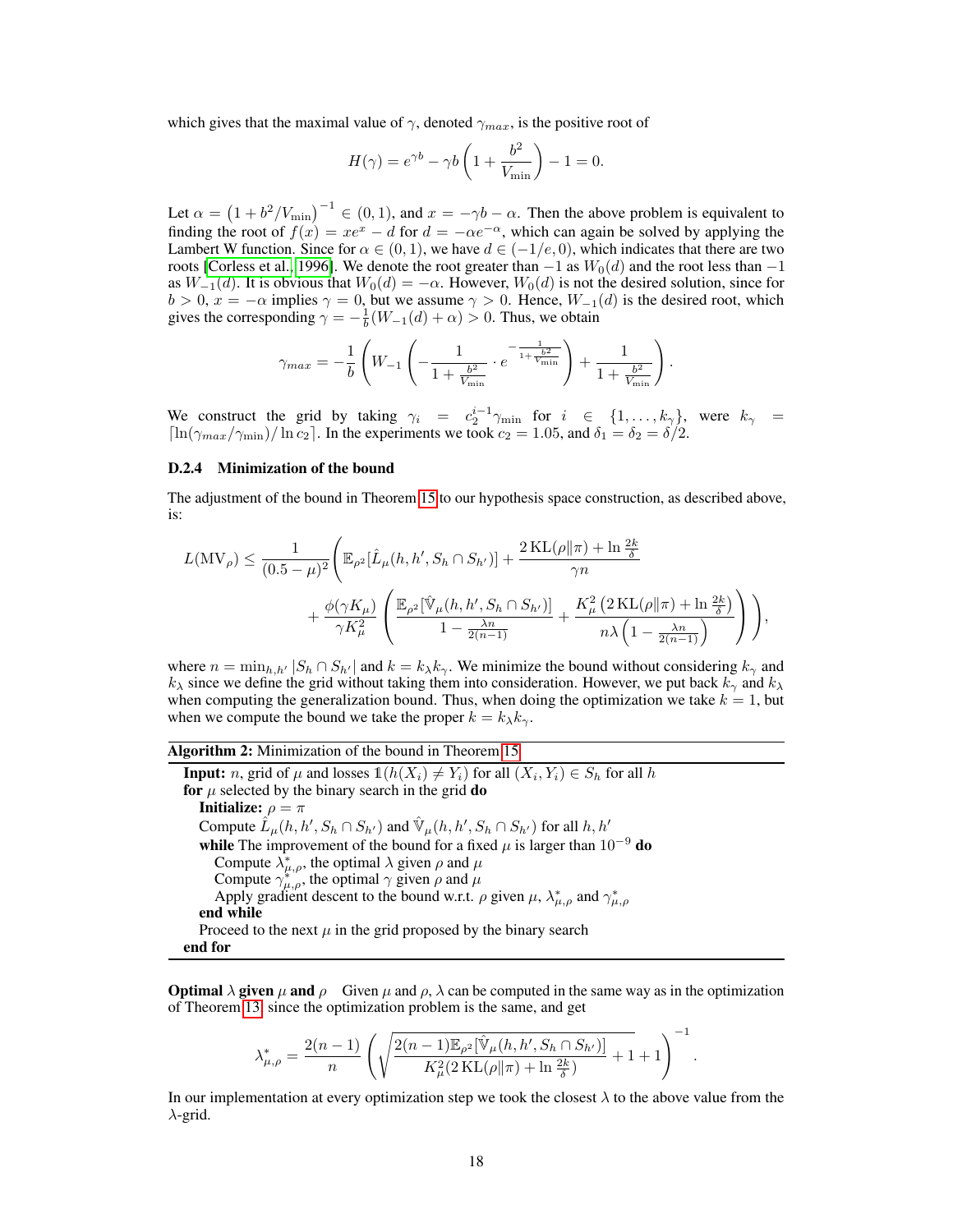which gives that the maximal value of $\gamma$, denoted $\gamma_{max}$, is the positive root of

$$H(\gamma) = e^{\gamma b} - \gamma b \left(1 + \frac{b^2}{V_{\min}}\right) - 1 = 0.$$

Let $\alpha = \left(1 + b^2/V_{\min}\right)^{-1} \in (0,1)$, and $x = -\gamma b - \alpha$. Then the above problem is equivalent to finding the root of $f(x) = xe^x - d$ for $d = -\alpha e^{-\alpha}$, which can again be solved by applying the Lambert W function. Since for $\alpha \in (0,1)$, we have $d \in (-1/e, 0)$, which indicates that there are two roots [Corless et al., 1996]. We denote the root greater than $-1$ as $W_0(d)$ and the root less than $-1$ as $W_{-1}(d)$. It is obvious that $W_0(d) = -\alpha$. However, $W_0(d)$ is not the desired solution, since for $b > 0$, $x = -\alpha$ implies $\gamma = 0$, but we assume $\gamma > 0$. Hence, $W_{-1}(d)$ is the desired root, which gives the corresponding $\gamma = -\frac{1}{b}(W_{-1}(d) + \alpha) > 0$. Thus, we obtain

$$\gamma_{max} = -\frac{1}{b}\left(W_{-1}\left(-\frac{1}{1 + \frac{b^2}{V_{\min}}} \cdot e^{-\frac{1}{1+\frac{b^2}{V_{\min}}}}\right) + \frac{1}{1 + \frac{b^2}{V_{\min}}}\right).$$

We construct the grid by taking $\gamma_i = c_2^{i-1}\gamma_{\min}$ for $i \in \{1, \ldots, k_\gamma\}$, were $k_\gamma = \lceil \ln(\gamma_{max}/\gamma_{\min})/\ln c_2 \rceil$. In the experiments we took $c_2 = 1.05$, and $\delta_1 = \delta_2 = \delta/2$.

### D.2.4 Minimization of the bound

The adjustment of the bound in Theorem 15 to our hypothesis space construction, as described above, is:

$$L(\mathrm{MV}_\rho) \leq \frac{1}{(0.5-\mu)^2}\left(\mathbb{E}_{\rho^2}[\hat{L}_\mu(h,h',S_h \cap S_{h'})] + \frac{2\,\mathrm{KL}(\rho\|\pi) + \ln\frac{2k}{\delta}}{\gamma n} + \frac{\phi(\gamma K_\mu)}{\gamma K_\mu^2}\left(\frac{\mathbb{E}_{\rho^2}[\hat{\mathbb{V}}_\mu(h,h',S_h \cap S_{h'})]}{1 - \frac{\lambda n}{2(n-1)}} + \frac{K_\mu^2\left(2\,\mathrm{KL}(\rho\|\pi) + \ln\frac{2k}{\delta}\right)}{n\lambda\left(1 - \frac{\lambda n}{2(n-1)}\right)}\right)\right),$$

where $n = \min_{h,h'} |S_h \cap S_{h'}|$ and $k = k_\lambda k_\gamma$. We minimize the bound without considering $k_\gamma$ and $k_\lambda$ since we define the grid without taking them into consideration. However, we put back $k_\gamma$ and $k_\lambda$ when computing the generalization bound. Thus, when doing the optimization we take $k = 1$, but when we compute the bound we take the proper $k = k_\lambda k_\gamma$.

**Algorithm 2:** Minimization of the bound in Theorem 15

```
Input: n, grid of μ and losses 𝟙(h(X_i) ≠ Y_i) for all (X_i, Y_i) ∈ S_h for all h
for μ selected by the binary search in the grid do
    Initialize: ρ = π
    Compute L̂_μ(h, h', S_h ∩ S_h') and V̂_μ(h, h', S_h ∩ S_h') for all h, h'
    while The improvement of the bound for a fixed μ is larger than 10^-9 do
        Compute λ*_{μ,ρ}, the optimal λ given ρ and μ
        Compute γ*_{μ,ρ}, the optimal γ given ρ and μ
        Apply gradient descent to the bound w.r.t. ρ given μ, λ*_{μ,ρ} and γ*_{μ,ρ}
    end while
    Proceed to the next μ in the grid proposed by the binary search
end for
```

**Optimal $\lambda$ given $\mu$ and $\rho$** Given $\mu$ and $\rho$, $\lambda$ can be computed in the same way as in the optimization of Theorem 13, since the optimization problem is the same, and get

$$\lambda^*_{\mu,\rho} = \frac{2(n-1)}{n}\left(\sqrt{\frac{2(n-1)\mathbb{E}_{\rho^2}[\hat{\mathbb{V}}_\mu(h,h',S_h \cap S_{h'})]}{K_\mu^2(2\,\mathrm{KL}(\rho\|\pi) + \ln\frac{2k}{\delta})} + 1} + 1\right)^{-1}.$$

In our implementation at every optimization step we took the closest $\lambda$ to the above value from the $\lambda$-grid.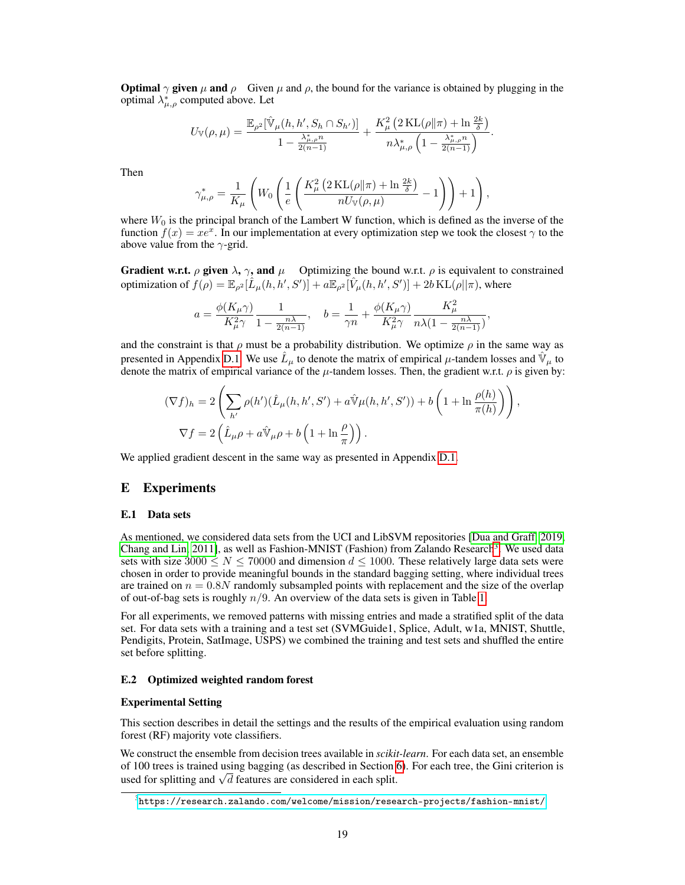**Optimal $\gamma$ given $\mu$ and $\rho$** Given $\mu$ and $\rho$, the bound for the variance is obtained by plugging in the optimal $\lambda^*_{\mu,\rho}$ computed above. Let

$$U_{\mathbb{V}}(\rho, \mu) = \frac{\mathbb{E}_{\rho^2}[\hat{\mathbb{V}}_\mu(h, h', S_h \cap S_{h'})]}{1 - \frac{\lambda^*_{\mu,\rho} n}{2(n-1)}} + \frac{K_\mu^2 \left(2\,\mathrm{KL}(\rho\|\pi) + \ln \frac{2k}{\delta}\right)}{n\lambda^*_{\mu,\rho}\left(1 - \frac{\lambda^*_{\mu,\rho} n}{2(n-1)}\right)}.$$

Then

$$\gamma^*_{\mu,\rho} = \frac{1}{K_\mu}\left(W_0\left(\frac{1}{e}\left(\frac{K_\mu^2 \left(2\,\mathrm{KL}(\rho\|\pi) + \ln \frac{2k}{\delta}\right)}{nU_{\mathbb{V}}(\rho, \mu)} - 1\right)\right) + 1\right),$$

where $W_0$ is the principal branch of the Lambert W function, which is defined as the inverse of the function $f(x) = xe^x$. In our implementation at every optimization step we took the closest $\gamma$ to the above value from the $\gamma$-grid.

**Gradient w.r.t. $\rho$ given $\lambda$, $\gamma$, and $\mu$** Optimizing the bound w.r.t. $\rho$ is equivalent to constrained optimization of $f(\rho) = \mathbb{E}_{\rho^2}[\hat{L}_\mu(h, h', S')] + a\mathbb{E}_{\rho^2}[\hat{V}_\mu(h, h', S')] + 2b\,\mathrm{KL}(\rho||\pi)$, where

$$a = \frac{\phi(K_\mu\gamma)}{K_\mu^2\gamma}\frac{1}{1 - \frac{n\lambda}{2(n-1)}}, \quad b = \frac{1}{\gamma n} + \frac{\phi(K_\mu\gamma)}{K_\mu^2\gamma}\frac{K_\mu^2}{n\lambda(1 - \frac{n\lambda}{2(n-1)})},$$

and the constraint is that $\rho$ must be a probability distribution. We optimize $\rho$ in the same way as presented in Appendix D.1. We use $\hat{L}_\mu$ to denote the matrix of empirical $\mu$-tandem losses and $\hat{\mathbb{V}}_\mu$ to denote the matrix of empirical variance of the $\mu$-tandem losses. Then, the gradient w.r.t. $\rho$ is given by:

$$(\nabla f)_h = 2\left(\sum_{h'} \rho(h')(\hat{L}_\mu(h, h', S') + a\hat{\mathbb{V}}\mu(h, h', S')) + b\left(1 + \ln\frac{\rho(h)}{\pi(h)}\right)\right),$$
$$\nabla f = 2\left(\hat{L}_\mu\rho + a\hat{\mathbb{V}}_\mu\rho + b\left(1 + \ln\frac{\rho}{\pi}\right)\right).$$

We applied gradient descent in the same way as presented in Appendix D.1.

# E Experiments

## E.1 Data sets

As mentioned, we considered data sets from the UCI and LibSVM repositories [Dua and Graff, 2019, Chang and Lin, 2011], as well as Fashion-MNIST (Fashion) from Zalando Research[3]. We used data sets with size $3000 \le N \le 70000$ and dimension $d \le 1000$. These relatively large data sets were chosen in order to provide meaningful bounds in the standard bagging setting, where individual trees are trained on $n = 0.8N$ randomly subsampled points with replacement and the size of the overlap of out-of-bag sets is roughly $n/9$. An overview of the data sets is given in Table 1.

For all experiments, we removed patterns with missing entries and made a stratified split of the data set. For data sets with a training and a test set (SVMGuide1, Splice, Adult, w1a, MNIST, Shuttle, Pendigits, Protein, SatImage, USPS) we combined the training and test sets and shuffled the entire set before splitting.

## E.2 Optimized weighted random forest

### Experimental Setting

This section describes in detail the settings and the results of the empirical evaluation using random forest (RF) majority vote classifiers.

We construct the ensemble from decision trees available in *scikit-learn*. For each data set, an ensemble of 100 trees is trained using bagging (as described in Section 6). For each tree, the Gini criterion is used for splitting and $\sqrt{d}$ features are considered in each split.

[3] https://research.zalando.com/welcome/mission/research-projects/fashion-mnist/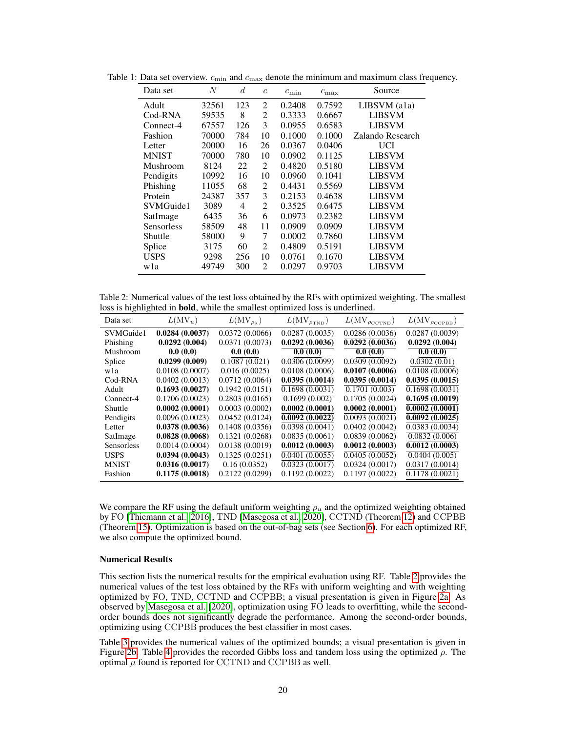Table 1: Data set overview. $c_{\min}$ and $c_{\max}$ denote the minimum and maximum class frequency.

| Data set | $N$ | $d$ | $c$ | $c_{\min}$ | $c_{\max}$ | Source |
|---|---|---|---|---|---|---|
| Adult | 32561 | 123 | 2 | 0.2408 | 0.7592 | LIBSVM (a1a) |
| Cod-RNA | 59535 | 8 | 2 | 0.3333 | 0.6667 | LIBSVM |
| Connect-4 | 67557 | 126 | 3 | 0.0955 | 0.6583 | LIBSVM |
| Fashion | 70000 | 784 | 10 | 0.1000 | 0.1000 | Zalando Research |
| Letter | 20000 | 16 | 26 | 0.0367 | 0.0406 | UCI |
| MNIST | 70000 | 780 | 10 | 0.0902 | 0.1125 | LIBSVM |
| Mushroom | 8124 | 22 | 2 | 0.4820 | 0.5180 | LIBSVM |
| Pendigits | 10992 | 16 | 10 | 0.0960 | 0.1041 | LIBSVM |
| Phishing | 11055 | 68 | 2 | 0.4431 | 0.5569 | LIBSVM |
| Protein | 24387 | 357 | 3 | 0.2153 | 0.4638 | LIBSVM |
| SVMGuide1 | 3089 | 4 | 2 | 0.3525 | 0.6475 | LIBSVM |
| SatImage | 6435 | 36 | 6 | 0.0973 | 0.2382 | LIBSVM |
| Sensorless | 58509 | 48 | 11 | 0.0909 | 0.0909 | LIBSVM |
| Shuttle | 58000 | 9 | 7 | 0.0002 | 0.7860 | LIBSVM |
| Splice | 3175 | 60 | 2 | 0.4809 | 0.5191 | LIBSVM |
| USPS | 9298 | 256 | 10 | 0.0761 | 0.1670 | LIBSVM |
| w1a | 49749 | 300 | 2 | 0.0297 | 0.9703 | LIBSVM |

Table 2: Numerical values of the test loss obtained by the RFs with optimized weighting. The smallest loss is highlighted in **bold**, while the smallest optimized loss is underlined.

| Data set | $L(\mathrm{MV}_u)$ | $L(\mathrm{MV}_{\rho_\lambda})$ | $L(\mathrm{MV}_{\rho_{\mathrm{TND}}})$ | $L(\mathrm{MV}_{\rho_{\mathrm{CCTND}}})$ | $L(\mathrm{MV}_{\rho_{\mathrm{CCPBB}}})$ |
|---|---|---|---|---|---|
| SVMGuide1 | **0.0284 (0.0037)** | 0.0372 (0.0066) | 0.0287 (0.0035) | <u>0.0286 (0.0036)</u> | 0.0287 (0.0039) |
| Phishing | **0.0292 (0.004)** | 0.0371 (0.0073) | **0.0292 (0.0036)** | <u>**0.0292 (0.0036)**</u> | **0.0292 (0.004)** |
| Mushroom | **0.0 (0.0)** | **0.0 (0.0)** | <u>**0.0 (0.0)**</u> | <u>**0.0 (0.0)**</u> | <u>**0.0 (0.0)**</u> |
| Splice | **0.0299 (0.009)** | 0.1087 (0.021) | 0.0306 (0.0099) | 0.0309 (0.0092) | <u>0.0302 (0.01)</u> |
| w1a | 0.0108 (0.0007) | 0.016 (0.0025) | 0.0108 (0.0006) | **0.0107 (0.0006)** | 0.0108 (0.0006) |
| Cod-RNA | 0.0402 (0.0013) | 0.0712 (0.0064) | **0.0395 (0.0014)** | <u>**0.0395 (0.0014)**</u> | **0.0395 (0.0015)** |
| Adult | **0.1693 (0.0027)** | 0.1942 (0.0151) | <u>0.1698 (0.0031)</u> | 0.1701 (0.003) | <u>0.1698 (0.0031)</u> |
| Connect-4 | 0.1706 (0.0023) | 0.2803 (0.0165) | 0.1699 (0.002) | 0.1705 (0.0024) | <u>**0.1695 (0.0019)**</u> |
| Shuttle | **0.0002 (0.0001)** | 0.0003 (0.0002) | **0.0002 (0.0001)** | **0.0002 (0.0001)** | <u>**0.0002 (0.0001)**</u> |
| Pendigits | 0.0096 (0.0023) | 0.0452 (0.0124) | <u>**0.0092 (0.0022)**</u> | 0.0093 (0.0021) | **0.0092 (0.0025)** |
| Letter | **0.0378 (0.0036)** | 0.1408 (0.0356) | 0.0398 (0.0041) | 0.0402 (0.0042) | <u>0.0383 (0.0034)</u> |
| SatImage | **0.0828 (0.0068)** | 0.1321 (0.0268) | 0.0835 (0.0061) | 0.0839 (0.0062) | <u>0.0832 (0.006)</u> |
| Sensorless | 0.0014 (0.0004) | 0.0138 (0.0019) | **0.0012 (0.0003)** | **0.0012 (0.0003)** | <u>**0.0012 (0.0003)**</u> |
| USPS | **0.0394 (0.0043)** | 0.1325 (0.0251) | <u>0.0401 (0.0055)</u> | 0.0405 (0.0052) | 0.0404 (0.005) |
| MNIST | **0.0316 (0.0017)** | 0.16 (0.0352) | 0.0323 (0.0017) | 0.0324 (0.0017) | <u>0.0317 (0.0014)</u> |
| Fashion | **0.1175 (0.0018)** | 0.2122 (0.0299) | 0.1192 (0.0022) | 0.1197 (0.0022) | <u>0.1178 (0.0021)</u> |

We compare the RF using the default uniform weighting $\rho_u$ and the optimized weighting obtained by FO [Thiemann et al., 2016], TND [Masegosa et al., 2020], CCTND (Theorem 12) and CCPBB (Theorem 15). Optimization is based on the out-of-bag sets (see Section 6). For each optimized RF, we also compute the optimized bound.

### Numerical Results

This section lists the numerical results for the empirical evaluation using RF. Table 2 provides the numerical values of the test loss obtained by the RFs with uniform weighting and with weighting optimized by FO, TND, CCTND and CCPBB; a visual presentation is given in Figure 2a. As observed by Masegosa et al. [2020], optimization using FO leads to overfitting, while the second-order bounds does not significantly degrade the performance. Among the second-order bounds, optimizing using CCPBB produces the best classifier in most cases.

Table 3 provides the numerical values of the optimized bounds; a visual presentation is given in Figure 2b. Table 4 provides the recorded Gibbs loss and tandem loss using the optimized $\rho$. The optimal $\mu$ found is reported for CCTND and CCPBB as well.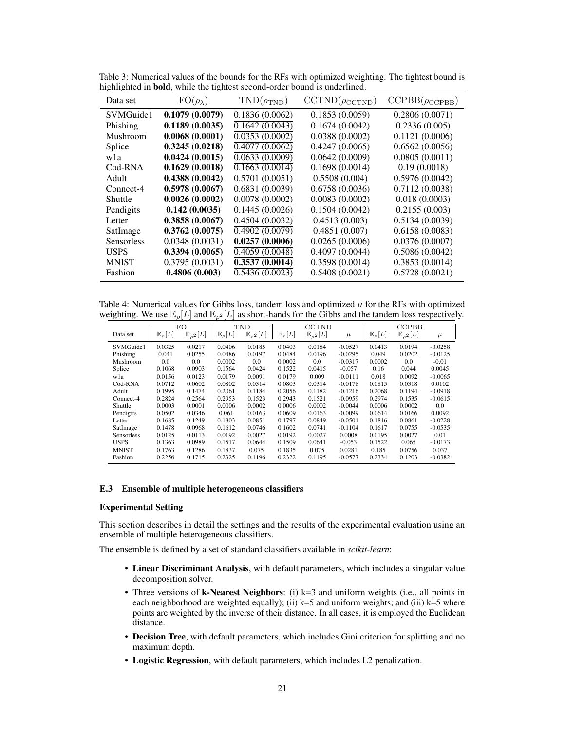Table 3: Numerical values of the bounds for the RFs with optimized weighting. The tightest bound is highlighted in **bold**, while the tightest second-order bound is <u>underlined</u>.

| Data set | $\mathrm{FO}(\rho_\lambda)$ | $\mathrm{TND}(\rho_{\mathrm{TND}})$ | $\mathrm{CCTND}(\rho_{\mathrm{CCTND}})$ | $\mathrm{CCPBB}(\rho_{\mathrm{CCPBB}})$ |
|---|---|---|---|---|
| SVMGuide1 | **0.1079 (0.0079)** | <u>0.1836 (0.0062)</u> | 0.1853 (0.0059) | 0.2806 (0.0071) |
| Phishing | **0.1189 (0.0035)** | <u>0.1642 (0.0043)</u> | 0.1674 (0.0042) | 0.2336 (0.005) |
| Mushroom | **0.0068 (0.0001)** | <u>0.0353 (0.0002)</u> | 0.0388 (0.0002) | 0.1121 (0.0006) |
| Splice | **0.3245 (0.0218)** | <u>0.4077 (0.0062)</u> | 0.4247 (0.0065) | 0.6562 (0.0056) |
| w1a | **0.0424 (0.0015)** | <u>0.0633 (0.0009)</u> | 0.0642 (0.0009) | 0.0805 (0.0011) |
| Cod-RNA | **0.1629 (0.0018)** | <u>0.1663 (0.0014)</u> | 0.1698 (0.0014) | 0.19 (0.0018) |
| Adult | **0.4388 (0.0042)** | 0.5701 (0.0051) | <u>0.5508 (0.004)</u> | 0.5976 (0.0042) |
| Connect-4 | **0.5978 (0.0067)** | 0.6831 (0.0039) | <u>0.6758 (0.0036)</u> | 0.7112 (0.0038) |
| Shuttle | **0.0026 (0.0002)** | <u>0.0078 (0.0002)</u> | <u>0.0083 (0.0002)</u> | 0.018 (0.0003) |
| Pendigits | **0.142 (0.0035)** | <u>0.1445 (0.0026)</u> | 0.1504 (0.0042) | 0.2155 (0.003) |
| Letter | **0.3858 (0.0067)** | <u>0.4504 (0.0032)</u> | 0.4513 (0.003) | 0.5134 (0.0039) |
| SatImage | **0.3762 (0.0075)** | 0.4902 (0.0079) | <u>0.4851 (0.007)</u> | 0.6158 (0.0083) |
| Sensorless | 0.0348 (0.0031) | <u>**0.0257 (0.0006)**</u> | <u>0.0265 (0.0006)</u> | 0.0376 (0.0007) |
| USPS | **0.3394 (0.0065)** | <u>0.4059 (0.0048)</u> | 0.4097 (0.0044) | 0.5086 (0.0042) |
| MNIST | 0.3795 (0.0031) | <u>**0.3537 (0.0014)**</u> | 0.3598 (0.0014) | 0.3853 (0.0014) |
| Fashion | **0.4806 (0.003)** | 0.5436 (0.0023) | <u>0.5408 (0.0021)</u> | 0.5728 (0.0021) |

Table 4: Numerical values for Gibbs loss, tandem loss and optimized $\mu$ for the RFs with optimized weighting. We use $\mathbb{E}_\rho[L]$ and $\mathbb{E}_{\rho^2}[L]$ as short-hands for the Gibbs and the tandem loss respectively.

| Data set | FO | | TND | | CCTND | | | CCPBB | | |
|---|---|---|---|---|---|---|---|---|---|---|
| | $\mathbb{E}_\rho[L]$ | $\mathbb{E}_{\rho^2}[L]$ | $\mathbb{E}_\rho[L]$ | $\mathbb{E}_{\rho^2}[L]$ | $\mathbb{E}_\rho[L]$ | $\mathbb{E}_{\rho^2}[L]$ | $\mu$ | $\mathbb{E}_\rho[L]$ | $\mathbb{E}_{\rho^2}[L]$ | $\mu$ |
| SVMGuide1 | 0.0325 | 0.0217 | 0.0406 | 0.0185 | 0.0403 | 0.0184 | -0.0527 | 0.0413 | 0.0194 | -0.0258 |
| Phishing | 0.041 | 0.0255 | 0.0486 | 0.0197 | 0.0484 | 0.0196 | -0.0295 | 0.049 | 0.0202 | -0.0125 |
| Mushroom | 0.0 | 0.0 | 0.0002 | 0.0 | 0.0002 | 0.0 | -0.0317 | 0.0002 | 0.0 | -0.01 |
| Splice | 0.1068 | 0.0903 | 0.1564 | 0.0424 | 0.1522 | 0.0415 | -0.057 | 0.16 | 0.044 | 0.0045 |
| w1a | 0.0156 | 0.0123 | 0.0179 | 0.0091 | 0.0179 | 0.009 | -0.0111 | 0.018 | 0.0092 | -0.0065 |
| Cod-RNA | 0.0712 | 0.0602 | 0.0802 | 0.0314 | 0.0803 | 0.0314 | -0.0178 | 0.0815 | 0.0318 | 0.0102 |
| Adult | 0.1995 | 0.1474 | 0.2061 | 0.1184 | 0.2056 | 0.1182 | -0.1216 | 0.2068 | 0.1194 | -0.0918 |
| Connect-4 | 0.2824 | 0.2564 | 0.2953 | 0.1523 | 0.2943 | 0.1521 | -0.0959 | 0.2974 | 0.1535 | -0.0615 |
| Shuttle | 0.0003 | 0.0001 | 0.0006 | 0.0002 | 0.0006 | 0.0002 | -0.0044 | 0.0006 | 0.0002 | 0.0 |
| Pendigits | 0.0502 | 0.0346 | 0.061 | 0.0163 | 0.0609 | 0.0163 | -0.0099 | 0.0614 | 0.0166 | 0.0092 |
| Letter | 0.1685 | 0.1249 | 0.1803 | 0.0851 | 0.1797 | 0.0849 | -0.0501 | 0.1816 | 0.0861 | -0.0228 |
| SatImage | 0.1478 | 0.0968 | 0.1612 | 0.0746 | 0.1602 | 0.0741 | -0.1104 | 0.1617 | 0.0755 | -0.0535 |
| Sensorless | 0.0125 | 0.0113 | 0.0192 | 0.0027 | 0.0192 | 0.0027 | 0.0008 | 0.0195 | 0.0027 | 0.01 |
| USPS | 0.1363 | 0.0989 | 0.1517 | 0.0644 | 0.1509 | 0.0641 | -0.053 | 0.1522 | 0.065 | -0.0173 |
| MNIST | 0.1763 | 0.1286 | 0.1837 | 0.075 | 0.1835 | 0.075 | 0.0281 | 0.185 | 0.0756 | 0.037 |
| Fashion | 0.2256 | 0.1715 | 0.2325 | 0.1196 | 0.2322 | 0.1195 | -0.0577 | 0.2334 | 0.1203 | -0.0382 |

### E.3 Ensemble of multiple heterogeneous classifiers

#### Experimental Setting

This section describes in detail the settings and the results of the experimental evaluation using an ensemble of multiple heterogeneous classifiers.

The ensemble is defined by a set of standard classifiers available in *scikit-learn*:

- **Linear Discriminant Analysis**, with default parameters, which includes a singular value decomposition solver.
- Three versions of **k-Nearest Neighbors**: (i) k=3 and uniform weights (i.e., all points in each neighborhood are weighted equally); (ii) k=5 and uniform weights; and (iii) k=5 where points are weighted by the inverse of their distance. In all cases, it is employed the Euclidean distance.
- **Decision Tree**, with default parameters, which includes Gini criterion for splitting and no maximum depth.
- **Logistic Regression**, with default parameters, which includes L2 penalization.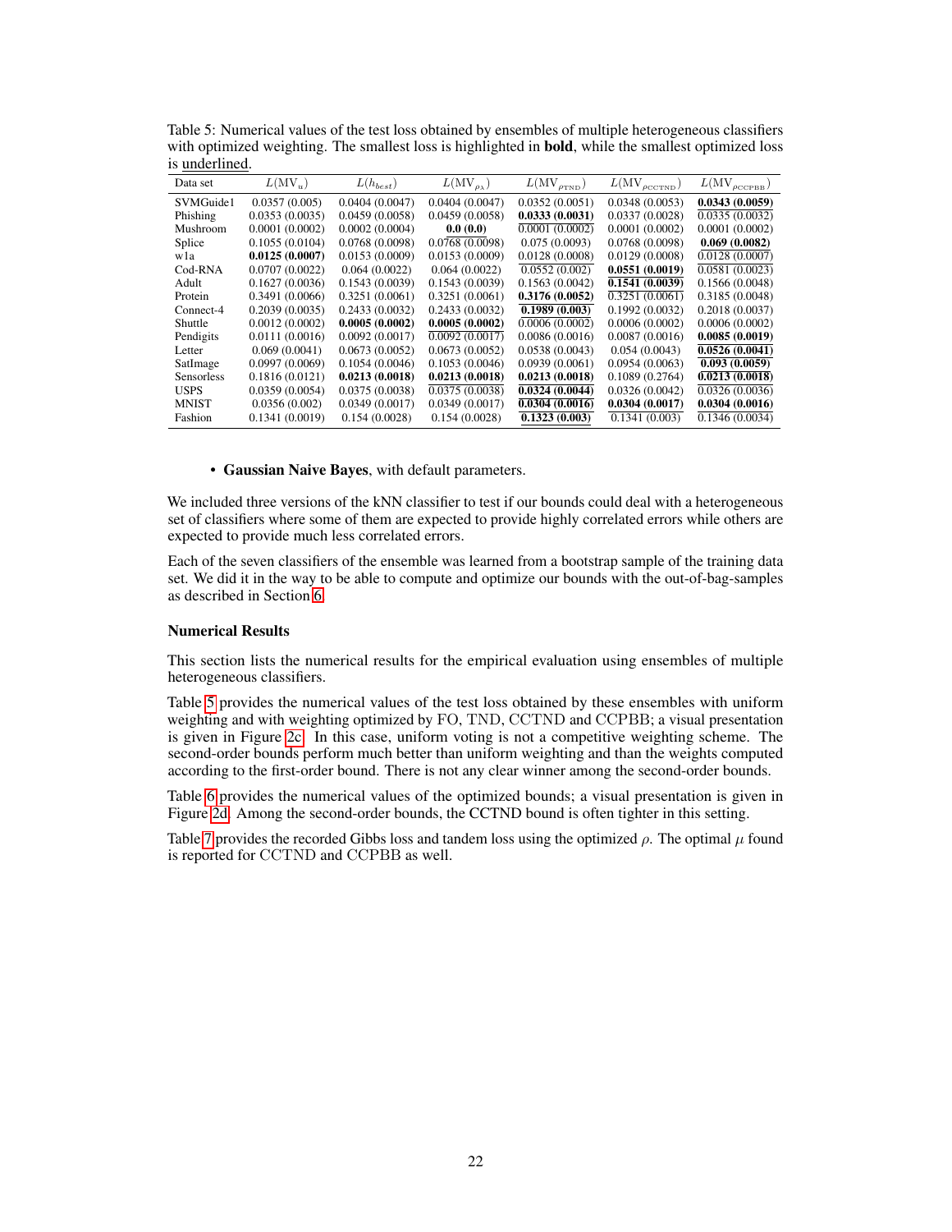Table 5: Numerical values of the test loss obtained by ensembles of multiple heterogeneous classifiers with optimized weighting. The smallest loss is highlighted in **bold**, while the smallest optimized loss is <u>underlined</u>.

| Data set | $L(\mathrm{MV}_u)$ | $L(h_{best})$ | $L(\mathrm{MV}_{\rho_\lambda})$ | $L(\mathrm{MV}_{\rho_{\mathrm{TND}}})$ | $L(\mathrm{MV}_{\rho_{\mathrm{CCTND}}})$ | $L(\mathrm{MV}_{\rho_{\mathrm{CCPBB}}})$ |
|---|---|---|---|---|---|---|
| SVMGuide1 | 0.0357 (0.005) | 0.0404 (0.0047) | 0.0404 (0.0047) | 0.0352 (0.0051) | 0.0348 (0.0053) | <u>**0.0343 (0.0059)**</u> |
| Phishing | 0.0353 (0.0035) | 0.0459 (0.0058) | 0.0459 (0.0058) | **0.0333 (0.0031)** | 0.0337 (0.0028) | <u>0.0335 (0.0032)</u> |
| Mushroom | 0.0001 (0.0002) | 0.0002 (0.0004) | **0.0 (0.0)** | <u>0.0001 (0.0002)</u> | 0.0001 (0.0002) | 0.0001 (0.0002) |
| Splice | 0.1055 (0.0104) | 0.0768 (0.0098) | <u>0.0768 (0.0098)</u> | 0.075 (0.0093) | 0.0768 (0.0098) | <u>**0.069 (0.0082)**</u> |
| w1a | **0.0125 (0.0007)** | 0.0153 (0.0009) | 0.0153 (0.0009) | 0.0128 (0.0008) | 0.0129 (0.0008) | <u>0.0128 (0.0007)</u> |
| Cod-RNA | 0.0707 (0.0022) | 0.064 (0.0022) | 0.064 (0.0022) | <u>0.0552 (0.002)</u> | **0.0551 (0.0019)** | <u>0.0581 (0.0023)</u> |
| Adult | 0.1627 (0.0036) | 0.1543 (0.0039) | 0.1543 (0.0039) | 0.1563 (0.0042) | <u>**0.1541 (0.0039)**</u> | 0.1566 (0.0048) |
| Protein | 0.3491 (0.0066) | 0.3251 (0.0061) | 0.3251 (0.0061) | **0.3176 (0.0052)** | <u>0.3251 (0.0061)</u> | 0.3185 (0.0048) |
| Connect-4 | 0.2039 (0.0035) | 0.2433 (0.0032) | 0.2433 (0.0032) | <u>**0.1989 (0.003)**</u> | 0.1992 (0.0032) | 0.2018 (0.0037) |
| Shuttle | 0.0012 (0.0002) | **0.0005 (0.0002)** | <u>**0.0005 (0.0002)**</u> | 0.0006 (0.0002) | 0.0006 (0.0002) | 0.0006 (0.0002) |
| Pendigits | 0.0111 (0.0016) | 0.0092 (0.0017) | <u>0.0092 (0.0017)</u> | 0.0086 (0.0016) | 0.0087 (0.0016) | **0.0085 (0.0019)** |
| Letter | 0.069 (0.0041) | 0.0673 (0.0052) | 0.0673 (0.0052) | 0.0538 (0.0043) | 0.054 (0.0043) | <u>**0.0526 (0.0041)**</u> |
| SatImage | 0.0997 (0.0069) | 0.1054 (0.0046) | 0.1053 (0.0046) | 0.0939 (0.0061) | 0.0954 (0.0063) | <u>**0.093 (0.0059)**</u> |
| Sensorless | 0.1816 (0.0121) | **0.0213 (0.0018)** | **0.0213 (0.0018)** | **0.0213 (0.0018)** | 0.1089 (0.2764) | <u>**0.0213 (0.0018)**</u> |
| USPS | 0.0359 (0.0054) | 0.0375 (0.0038) | <u>0.0375 (0.0038)</u> | <u>**0.0324 (0.0044)**</u> | 0.0326 (0.0042) | <u>0.0326 (0.0036)</u> |
| MNIST | 0.0356 (0.002) | 0.0349 (0.0017) | 0.0349 (0.0017) | <u>**0.0304 (0.0016)**</u> | **0.0304 (0.0017)** | **0.0304 (0.0016)** |
| Fashion | 0.1341 (0.0019) | 0.154 (0.0028) | 0.154 (0.0028) | <u>**0.1323 (0.003)**</u> | <u>0.1341 (0.003)</u> | <u>0.1346 (0.0034)</u> |

- **Gaussian Naive Bayes**, with default parameters.

We included three versions of the kNN classifier to test if our bounds could deal with a heterogeneous set of classifiers where some of them are expected to provide highly correlated errors while others are expected to provide much less correlated errors.

Each of the seven classifiers of the ensemble was learned from a bootstrap sample of the training data set. We did it in the way to be able to compute and optimize our bounds with the out-of-bag-samples as described in Section 6.

### Numerical Results

This section lists the numerical results for the empirical evaluation using ensembles of multiple heterogeneous classifiers.

Table 5 provides the numerical values of the test loss obtained by these ensembles with uniform weighting and with weighting optimized by FO, TND, CCTND and CCPBB; a visual presentation is given in Figure 2c. In this case, uniform voting is not a competitive weighting scheme. The second-order bounds perform much better than uniform weighting and than the weights computed according to the first-order bound. There is not any clear winner among the second-order bounds.

Table 6 provides the numerical values of the optimized bounds; a visual presentation is given in Figure 2d. Among the second-order bounds, the CCTND bound is often tighter in this setting.

Table 7 provides the recorded Gibbs loss and tandem loss using the optimized $\rho$. The optimal $\mu$ found is reported for CCTND and CCPBB as well.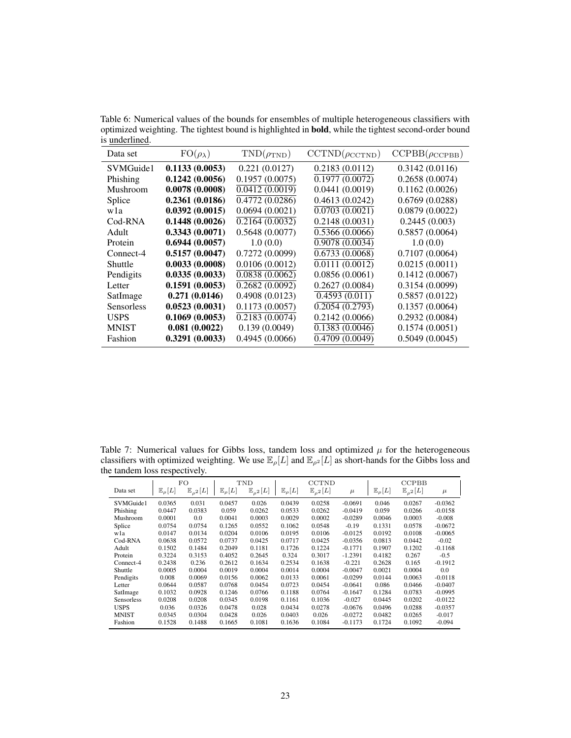Table 6: Numerical values of the bounds for ensembles of multiple heterogeneous classifiers with optimized weighting. The tightest bound is highlighted in **bold**, while the tightest second-order bound is underlined.

| Data set | $\mathrm{FO}(\rho_\lambda)$ | $\mathrm{TND}(\rho_{\mathrm{TND}})$ | $\mathrm{CCTND}(\rho_{\mathrm{CCTND}})$ | $\mathrm{CCPBB}(\rho_{\mathrm{CCPBB}})$ |
|---|---|---|---|---|
| SVMGuide1 | **0.1133 (0.0053)** | 0.221 (0.0127) | <u>0.2183 (0.0112)</u> | 0.3142 (0.0116) |
| Phishing | **0.1242 (0.0056)** | <u>0.1957 (0.0075)</u> | 0.1977 (0.0072) | 0.2658 (0.0074) |
| Mushroom | **0.0078 (0.0008)** | <u>0.0412 (0.0019)</u> | 0.0441 (0.0019) | 0.1162 (0.0026) |
| Splice | **0.2361 (0.0186)** | 0.4772 (0.0286) | <u>0.4613 (0.0242)</u> | 0.6769 (0.0288) |
| w1a | **0.0392 (0.0015)** | <u>0.0694 (0.0021)</u> | 0.0703 (0.0021) | 0.0879 (0.0022) |
| Cod-RNA | **0.1448 (0.0026)** | 0.2164 (0.0032) | <u>0.2148 (0.0031)</u> | 0.2445 (0.003) |
| Adult | **0.3343 (0.0071)** | 0.5648 (0.0077) | <u>0.5366 (0.0066)</u> | 0.5857 (0.0064) |
| Protein | **0.6944 (0.0057)** | 1.0 (0.0) | <u>0.9078 (0.0034)</u> | 1.0 (0.0) |
| Connect-4 | **0.5157 (0.0047)** | 0.7272 (0.0099) | <u>0.6733 (0.0068)</u> | 0.7107 (0.0064) |
| Shuttle | **0.0033 (0.0008)** | <u>0.0106 (0.0012)</u> | 0.0111 (0.0012) | 0.0215 (0.0011) |
| Pendigits | **0.0335 (0.0033)** | <u>0.0838 (0.0062)</u> | 0.0856 (0.0061) | 0.1412 (0.0067) |
| Letter | **0.1591 (0.0053)** | 0.2682 (0.0092) | <u>0.2627 (0.0084)</u> | 0.3154 (0.0099) |
| SatImage | **0.271 (0.0146)** | 0.4908 (0.0123) | <u>0.4593 (0.011)</u> | 0.5857 (0.0122) |
| Sensorless | **0.0523 (0.0031)** | <u>0.1173 (0.0057)</u> | 0.2054 (0.2793) | 0.1357 (0.0064) |
| USPS | **0.1069 (0.0053)** | 0.2183 (0.0074) | <u>0.2142 (0.0066)</u> | 0.2932 (0.0084) |
| MNIST | **0.081 (0.0022)** | 0.139 (0.0049) | <u>0.1383 (0.0046)</u> | 0.1574 (0.0051) |
| Fashion | **0.3291 (0.0033)** | 0.4945 (0.0066) | <u>0.4709 (0.0049)</u> | 0.5049 (0.0045) |

Table 7: Numerical values for Gibbs loss, tandem loss and optimized $\mu$ for the heterogeneous classifiers with optimized weighting. We use $\mathbb{E}_\rho[L]$ and $\mathbb{E}_{\rho^2}[L]$ as short-hands for the Gibbs loss and the tandem loss respectively.

| | FO | | TND | | CCTND | | | CCPBB | | |
|---|---|---|---|---|---|---|---|---|---|---|
| Data set | $\mathbb{E}_\rho[L]$ | $\mathbb{E}_{\rho^2}[L]$ | $\mathbb{E}_\rho[L]$ | $\mathbb{E}_{\rho^2}[L]$ | $\mathbb{E}_\rho[L]$ | $\mathbb{E}_{\rho^2}[L]$ | $\mu$ | $\mathbb{E}_\rho[L]$ | $\mathbb{E}_{\rho^2}[L]$ | $\mu$ |
| SVMGuide1 | 0.0365 | 0.031 | 0.0457 | 0.026 | 0.0439 | 0.0258 | -0.0691 | 0.046 | 0.0267 | -0.0362 |
| Phishing | 0.0447 | 0.0383 | 0.059 | 0.0262 | 0.0533 | 0.0262 | -0.0419 | 0.059 | 0.0266 | -0.0158 |
| Mushroom | 0.0001 | 0.0 | 0.0041 | 0.0003 | 0.0029 | 0.0002 | -0.0289 | 0.0046 | 0.0003 | -0.008 |
| Splice | 0.0754 | 0.0754 | 0.1265 | 0.0552 | 0.1062 | 0.0548 | -0.19 | 0.1331 | 0.0578 | -0.0672 |
| w1a | 0.0147 | 0.0134 | 0.0204 | 0.0106 | 0.0195 | 0.0106 | -0.0125 | 0.0192 | 0.0108 | -0.0065 |
| Cod-RNA | 0.0638 | 0.0572 | 0.0737 | 0.0425 | 0.0717 | 0.0425 | -0.0356 | 0.0813 | 0.0442 | -0.02 |
| Adult | 0.1502 | 0.1484 | 0.2049 | 0.1181 | 0.1726 | 0.1224 | -0.1771 | 0.1907 | 0.1202 | -0.1168 |
| Protein | 0.3224 | 0.3153 | 0.4052 | 0.2645 | 0.324 | 0.3017 | -1.2391 | 0.4182 | 0.267 | -0.5 |
| Connect-4 | 0.2438 | 0.236 | 0.2612 | 0.1634 | 0.2534 | 0.1638 | -0.221 | 0.2628 | 0.165 | -0.1912 |
| Shuttle | 0.0005 | 0.0004 | 0.0019 | 0.0004 | 0.0014 | 0.0004 | -0.0047 | 0.0021 | 0.0004 | 0.0 |
| Pendigits | 0.008 | 0.0069 | 0.0156 | 0.0062 | 0.0133 | 0.0061 | -0.0299 | 0.0144 | 0.0063 | -0.0118 |
| Letter | 0.0644 | 0.0587 | 0.0768 | 0.0454 | 0.0723 | 0.0454 | -0.0641 | 0.086 | 0.0466 | -0.0407 |
| SatImage | 0.1032 | 0.0928 | 0.1246 | 0.0766 | 0.1188 | 0.0764 | -0.1647 | 0.1284 | 0.0783 | -0.0995 |
| Sensorless | 0.0208 | 0.0208 | 0.0345 | 0.0198 | 0.1161 | 0.1036 | -0.027 | 0.0445 | 0.0202 | -0.0122 |
| USPS | 0.036 | 0.0326 | 0.0478 | 0.028 | 0.0434 | 0.0278 | -0.0676 | 0.0496 | 0.0288 | -0.0357 |
| MNIST | 0.0345 | 0.0304 | 0.0428 | 0.026 | 0.0403 | 0.026 | -0.0272 | 0.0482 | 0.0265 | -0.017 |
| Fashion | 0.1528 | 0.1488 | 0.1665 | 0.1081 | 0.1636 | 0.1084 | -0.1173 | 0.1724 | 0.1092 | -0.094 |